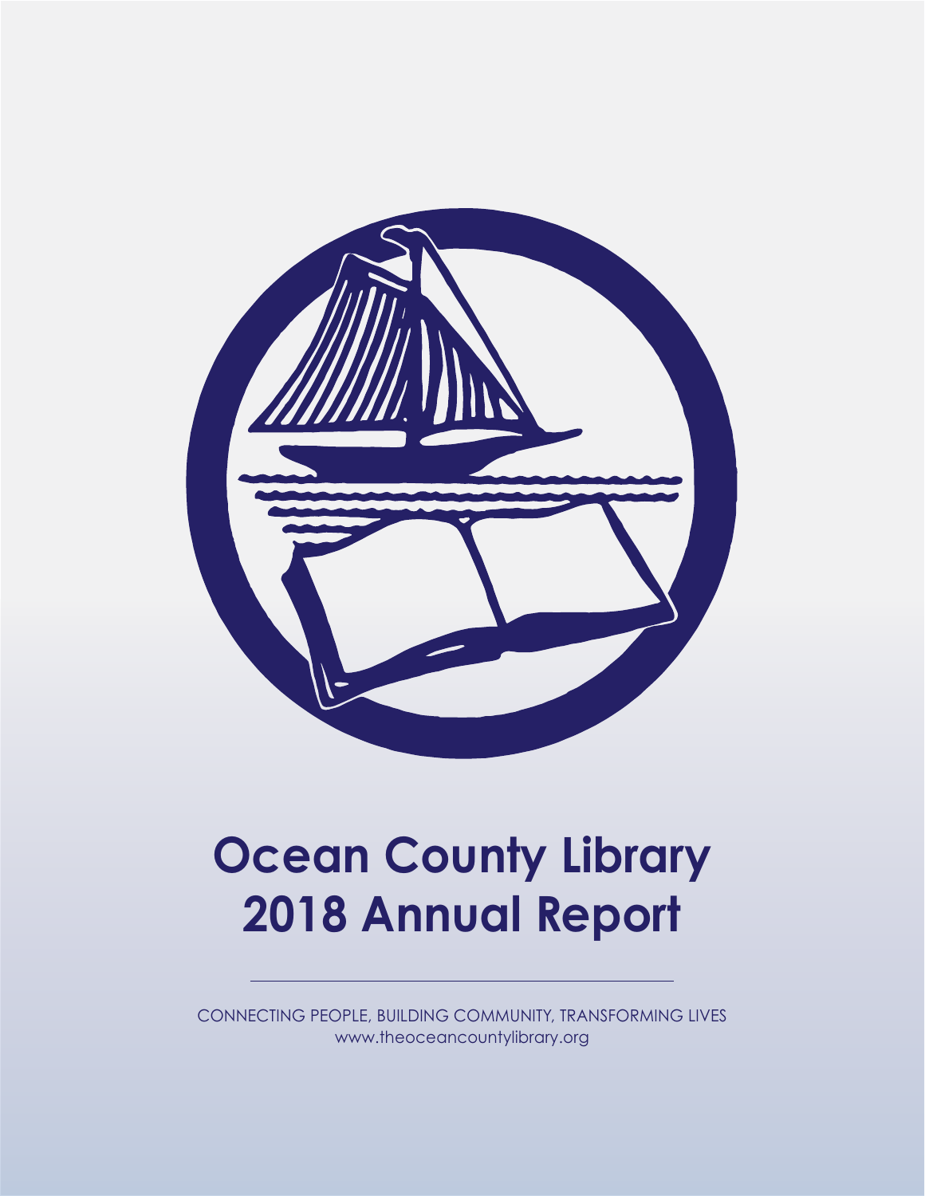# Ocean County Library 2018 Annual Report

---

CONNECTING PEOPLE, BUILDING COMMUNITY, TRANSFORMING LIVES
www.theoceancountylibrary.org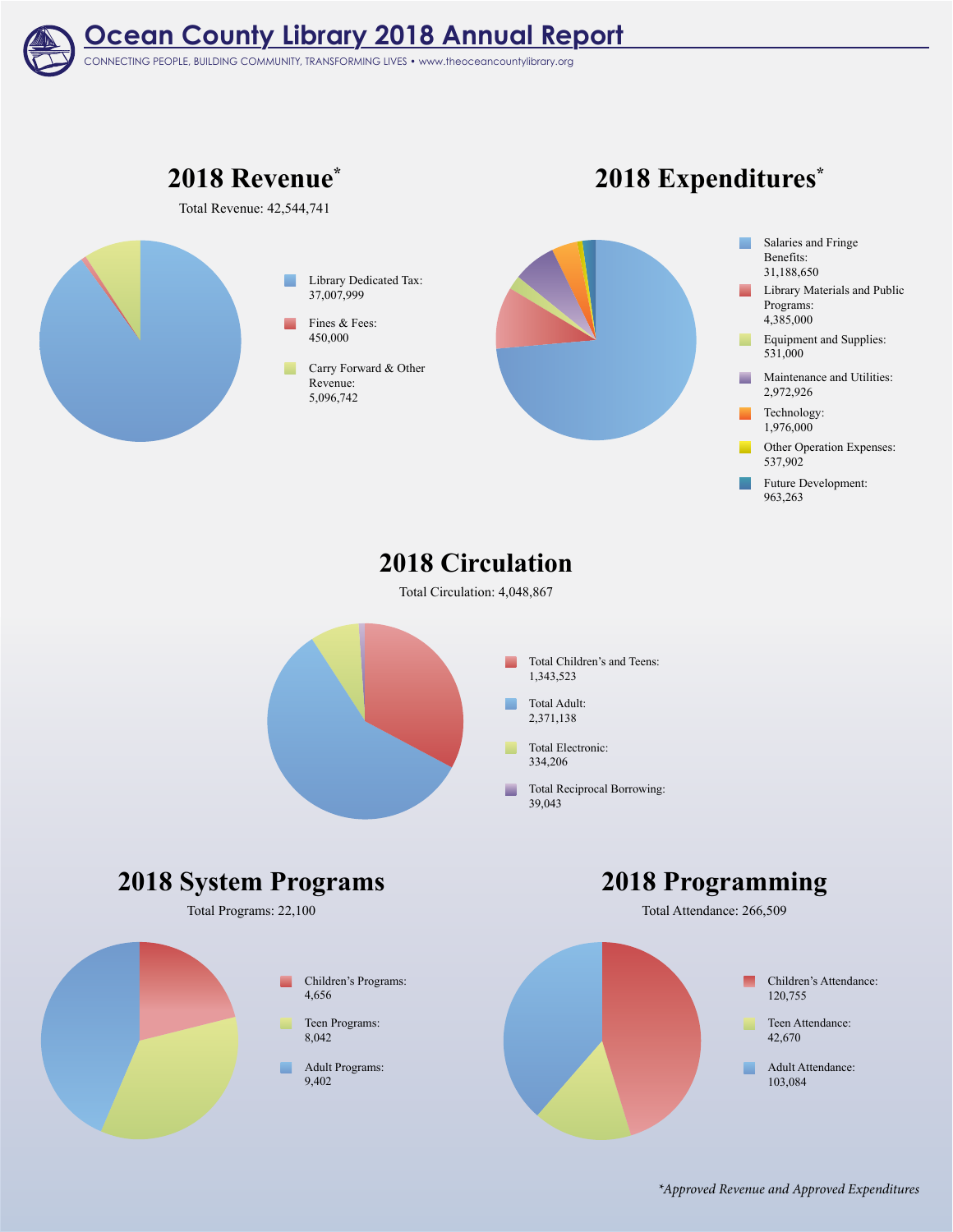# Ocean County Library 2018 Annual Report

CONNECTING PEOPLE, BUILDING COMMUNITY, TRANSFORMING LIVES • www.theoceancountylibrary.org

## 2018 Revenue*

Total Revenue: 42,544,741

- Library Dedicated Tax: 37,007,999
- Fines & Fees: 450,000
- Carry Forward & Other Revenue: 5,096,742

## 2018 Expenditures*

- Salaries and Fringe Benefits: 31,188,650
- Library Materials and Public Programs: 4,385,000
- Equipment and Supplies: 531,000
- Maintenance and Utilities: 2,972,926
- Technology: 1,976,000
- Other Operation Expenses: 537,902
- Future Development: 963,263

## 2018 Circulation

Total Circulation: 4,048,867

- Total Children's and Teens: 1,343,523
- Total Adult: 2,371,138
- Total Electronic: 334,206
- Total Reciprocal Borrowing: 39,043

## 2018 System Programs

Total Programs: 22,100

- Children's Programs: 4,656
- Teen Programs: 8,042
- Adult Programs: 9,402

## 2018 Programming

Total Attendance: 266,509

- Children's Attendance: 120,755
- Teen Attendance: 42,670
- Adult Attendance: 103,084

*\*Approved Revenue and Approved Expenditures*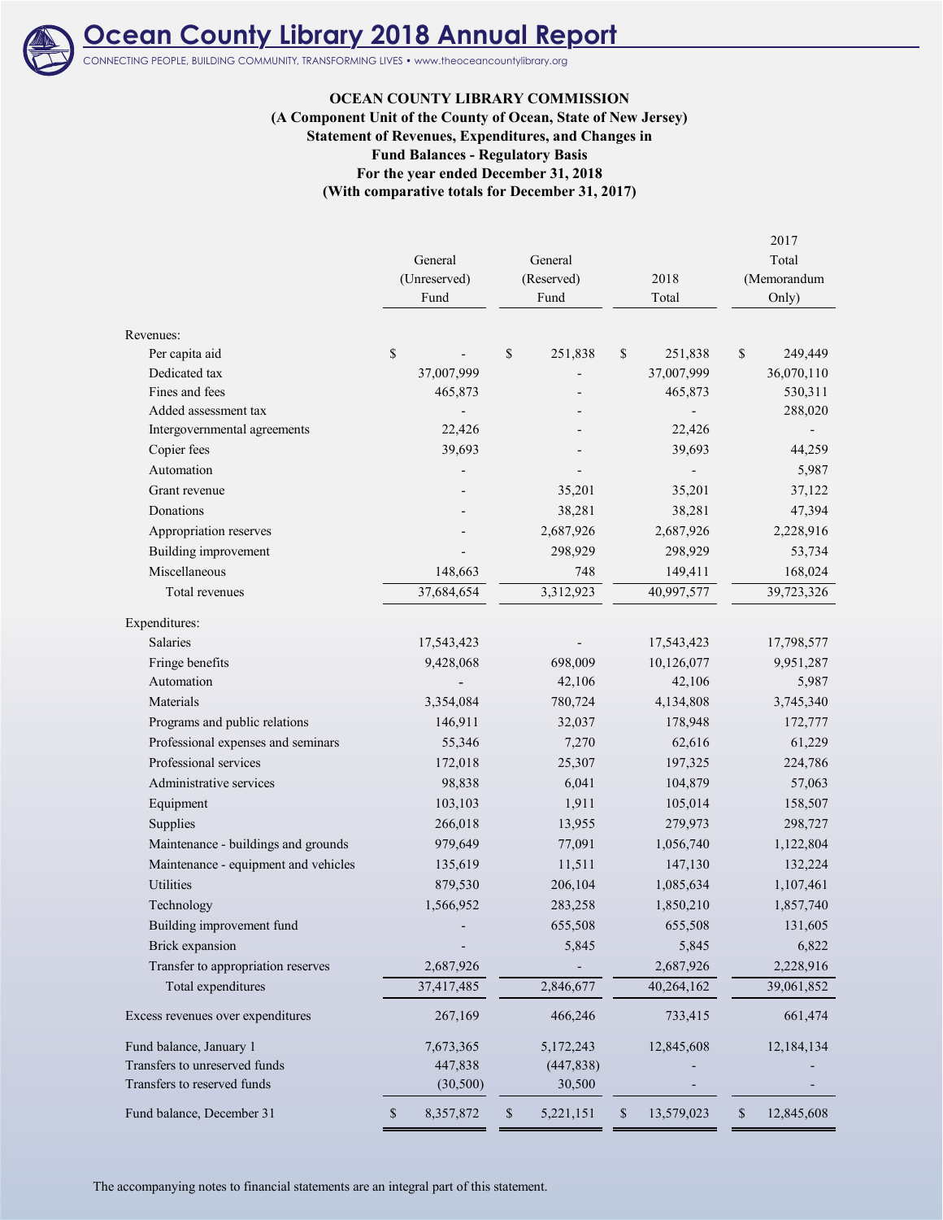# Ocean County Library 2018 Annual Report

CONNECTING PEOPLE, BUILDING COMMUNITY, TRANSFORMING LIVES • www.theoceancountylibrary.org

**OCEAN COUNTY LIBRARY COMMISSION**
**(A Component Unit of the County of Ocean, State of New Jersey)**
**Statement of Revenues, Expenditures, and Changes in Fund Balances - Regulatory Basis**
**For the year ended December 31, 2018**
**(With comparative totals for December 31, 2017)**

| | General (Unreserved) Fund | General (Reserved) Fund | 2018 Total | 2017 Total (Memorandum Only) |
|---|---|---|---|---|
| **Revenues:** | | | | |
| Per capita aid | $ - | $ 251,838 | $ 251,838 | $ 249,449 |
| Dedicated tax | 37,007,999 | - | 37,007,999 | 36,070,110 |
| Fines and fees | 465,873 | - | 465,873 | 530,311 |
| Added assessment tax | - | - | - | 288,020 |
| Intergovernmental agreements | 22,426 | - | 22,426 | - |
| Copier fees | 39,693 | - | 39,693 | 44,259 |
| Automation | - | - | - | 5,987 |
| Grant revenue | - | 35,201 | 35,201 | 37,122 |
| Donations | - | 38,281 | 38,281 | 47,394 |
| Appropriation reserves | - | 2,687,926 | 2,687,926 | 2,228,916 |
| Building improvement | - | 298,929 | 298,929 | 53,734 |
| Miscellaneous | 148,663 | 748 | 149,411 | 168,024 |
| Total revenues | 37,684,654 | 3,312,923 | 40,997,577 | 39,723,326 |
| **Expenditures:** | | | | |
| Salaries | 17,543,423 | - | 17,543,423 | 17,798,577 |
| Fringe benefits | 9,428,068 | 698,009 | 10,126,077 | 9,951,287 |
| Automation | - | 42,106 | 42,106 | 5,987 |
| Materials | 3,354,084 | 780,724 | 4,134,808 | 3,745,340 |
| Programs and public relations | 146,911 | 32,037 | 178,948 | 172,777 |
| Professional expenses and seminars | 55,346 | 7,270 | 62,616 | 61,229 |
| Professional services | 172,018 | 25,307 | 197,325 | 224,786 |
| Administrative services | 98,838 | 6,041 | 104,879 | 57,063 |
| Equipment | 103,103 | 1,911 | 105,014 | 158,507 |
| Supplies | 266,018 | 13,955 | 279,973 | 298,727 |
| Maintenance - buildings and grounds | 979,649 | 77,091 | 1,056,740 | 1,122,804 |
| Maintenance - equipment and vehicles | 135,619 | 11,511 | 147,130 | 132,224 |
| Utilities | 879,530 | 206,104 | 1,085,634 | 1,107,461 |
| Technology | 1,566,952 | 283,258 | 1,850,210 | 1,857,740 |
| Building improvement fund | - | 655,508 | 655,508 | 131,605 |
| Brick expansion | - | 5,845 | 5,845 | 6,822 |
| Transfer to appropriation reserves | 2,687,926 | - | 2,687,926 | 2,228,916 |
| Total expenditures | 37,417,485 | 2,846,677 | 40,264,162 | 39,061,852 |
| Excess revenues over expenditures | 267,169 | 466,246 | 733,415 | 661,474 |
| Fund balance, January 1 | 7,673,365 | 5,172,243 | 12,845,608 | 12,184,134 |
| Transfers to unreserved funds | 447,838 | (447,838) | - | - |
| Transfers to reserved funds | (30,500) | 30,500 | - | - |
| Fund balance, December 31 | $ 8,357,872 | $ 5,221,151 | $ 13,579,023 | $ 12,845,608 |

The accompanying notes to financial statements are an integral part of this statement.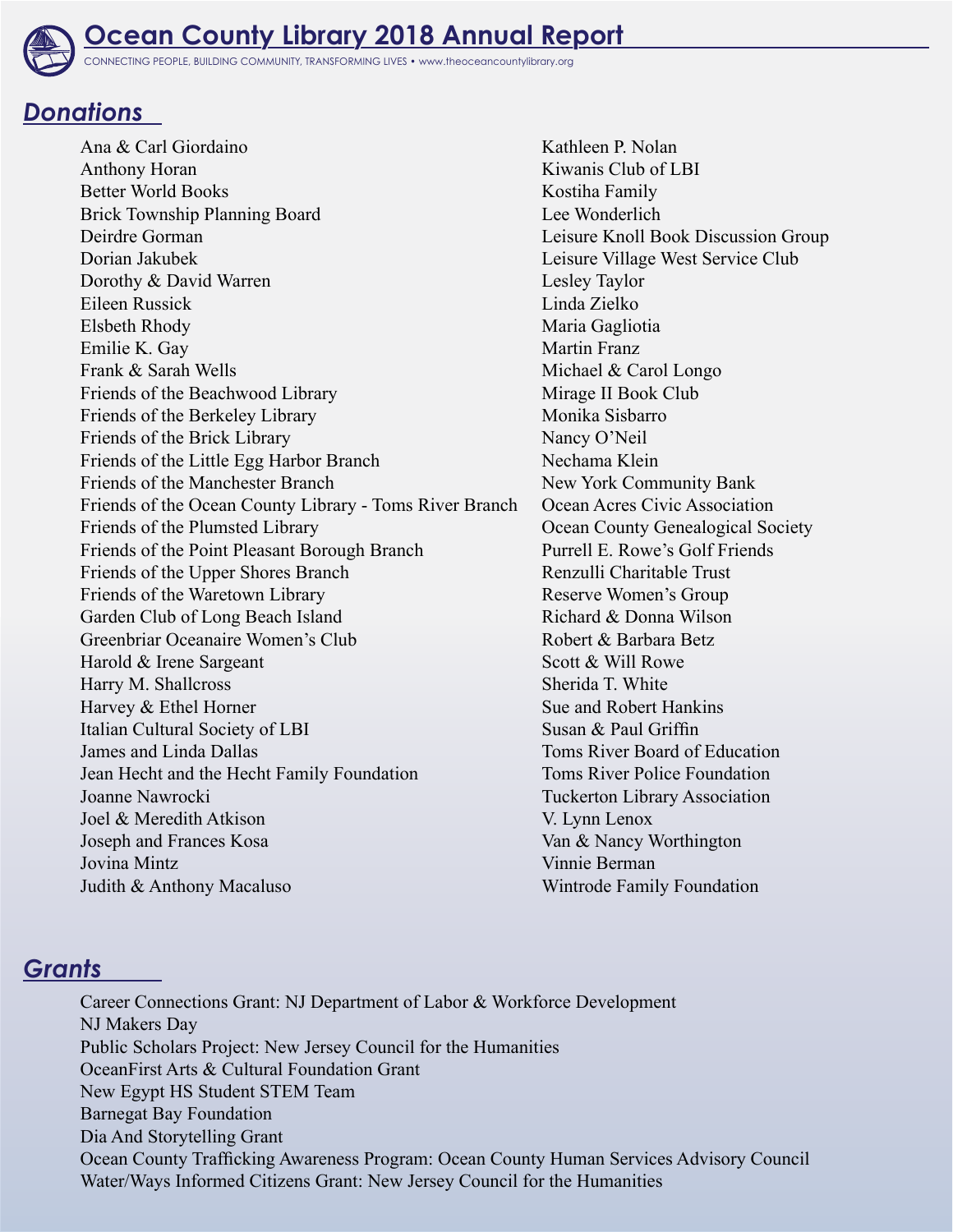# Ocean County Library 2018 Annual Report

CONNECTING PEOPLE, BUILDING COMMUNITY, TRANSFORMING LIVES • www.theoceancountylibrary.org

## *Donations*

Ana & Carl Giordaino
Anthony Horan
Better World Books
Brick Township Planning Board
Deirdre Gorman
Dorian Jakubek
Dorothy & David Warren
Eileen Russick
Elsbeth Rhody
Emilie K. Gay
Frank & Sarah Wells
Friends of the Beachwood Library
Friends of the Berkeley Library
Friends of the Brick Library
Friends of the Little Egg Harbor Branch
Friends of the Manchester Branch
Friends of the Ocean County Library - Toms River Branch
Friends of the Plumsted Library
Friends of the Point Pleasant Borough Branch
Friends of the Upper Shores Branch
Friends of the Waretown Library
Garden Club of Long Beach Island
Greenbriar Oceanaire Women's Club
Harold & Irene Sargeant
Harry M. Shallcross
Harvey & Ethel Horner
Italian Cultural Society of LBI
James and Linda Dallas
Jean Hecht and the Hecht Family Foundation
Joanne Nawrocki
Joel & Meredith Atkison
Joseph and Frances Kosa
Jovina Mintz
Judith & Anthony Macaluso
Kathleen P. Nolan
Kiwanis Club of LBI
Kostiha Family
Lee Wonderlich
Leisure Knoll Book Discussion Group
Leisure Village West Service Club
Lesley Taylor
Linda Zielko
Maria Gagliotia
Martin Franz
Michael & Carol Longo
Mirage II Book Club
Monika Sisbarro
Nancy O'Neil
Nechama Klein
New York Community Bank
Ocean Acres Civic Association
Ocean County Genealogical Society
Purrell E. Rowe's Golf Friends
Renzulli Charitable Trust
Reserve Women's Group
Richard & Donna Wilson
Robert & Barbara Betz
Scott & Will Rowe
Sherida T. White
Sue and Robert Hankins
Susan & Paul Griffin
Toms River Board of Education
Toms River Police Foundation
Tuckerton Library Association
V. Lynn Lenox
Van & Nancy Worthington
Vinnie Berman
Wintrode Family Foundation

## *Grants*

Career Connections Grant: NJ Department of Labor & Workforce Development
NJ Makers Day
Public Scholars Project: New Jersey Council for the Humanities
OceanFirst Arts & Cultural Foundation Grant
New Egypt HS Student STEM Team
Barnegat Bay Foundation
Dia And Storytelling Grant
Ocean County Trafficking Awareness Program: Ocean County Human Services Advisory Council
Water/Ways Informed Citizens Grant: New Jersey Council for the Humanities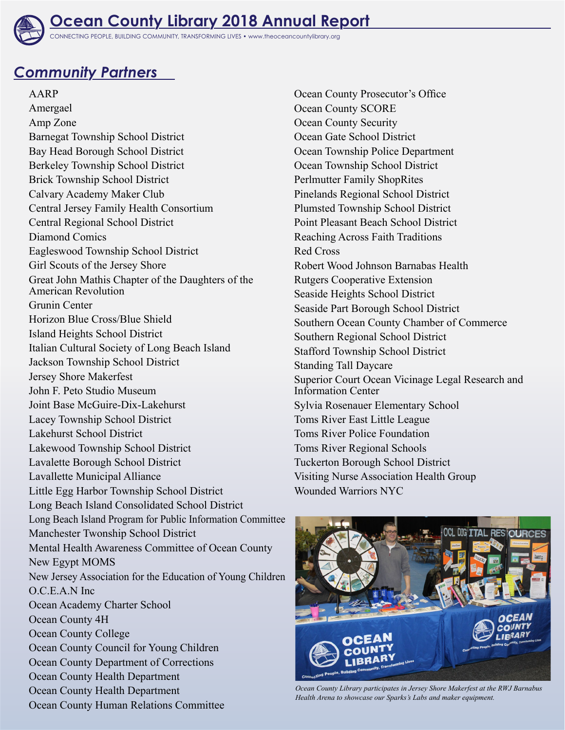# Ocean County Library 2018 Annual Report

CONNECTING PEOPLE, BUILDING COMMUNITY, TRANSFORMING LIVES • www.theoceancountylibrary.org

## *Community Partners*

AARP
Amergael
Amp Zone
Barnegat Township School District
Bay Head Borough School District
Berkeley Township School District
Brick Township School District
Calvary Academy Maker Club
Central Jersey Family Health Consortium
Central Regional School District
Diamond Comics
Eagleswood Township School District
Girl Scouts of the Jersey Shore
Great John Mathis Chapter of the Daughters of the American Revolution
Grunin Center
Horizon Blue Cross/Blue Shield
Island Heights School District
Italian Cultural Society of Long Beach Island
Jackson Township School District
Jersey Shore Makerfest
John F. Peto Studio Museum
Joint Base McGuire-Dix-Lakehurst
Lacey Township School District
Lakehurst School District
Lakewood Township School District
Lavalette Borough School District
Lavallette Municipal Alliance
Little Egg Harbor Township School District
Long Beach Island Consolidated School District
Long Beach Island Program for Public Information Committee
Manchester Twonship School District
Mental Health Awareness Committee of Ocean County
New Egypt MOMS
New Jersey Association for the Education of Young Children
O.C.E.A.N Inc
Ocean Academy Charter School
Ocean County 4H
Ocean County College
Ocean County Council for Young Children
Ocean County Department of Corrections
Ocean County Health Department
Ocean County Health Department
Ocean County Human Relations Committee
Ocean County Prosecutor's Office
Ocean County SCORE
Ocean County Security
Ocean Gate School District
Ocean Township Police Department
Ocean Township School District
Perlmutter Family ShopRites
Pinelands Regional School District
Plumsted Township School District
Point Pleasant Beach School District
Reaching Across Faith Traditions
Red Cross
Robert Wood Johnson Barnabas Health
Rutgers Cooperative Extension
Seaside Heights School District
Seaside Part Borough School District
Southern Ocean County Chamber of Commerce
Southern Regional School District
Stafford Township School District
Standing Tall Daycare
Superior Court Ocean Vicinage Legal Research and Information Center
Sylvia Rosenauer Elementary School
Toms River East Little League
Toms River Police Foundation
Toms River Regional Schools
Tuckerton Borough School District
Visiting Nurse Association Health Group
Wounded Warriors NYC

*Ocean County Library participates in Jersey Shore Makerfest at the RWJ Barnabus Health Arena to showcase our Sparks's Labs and maker equipment.*